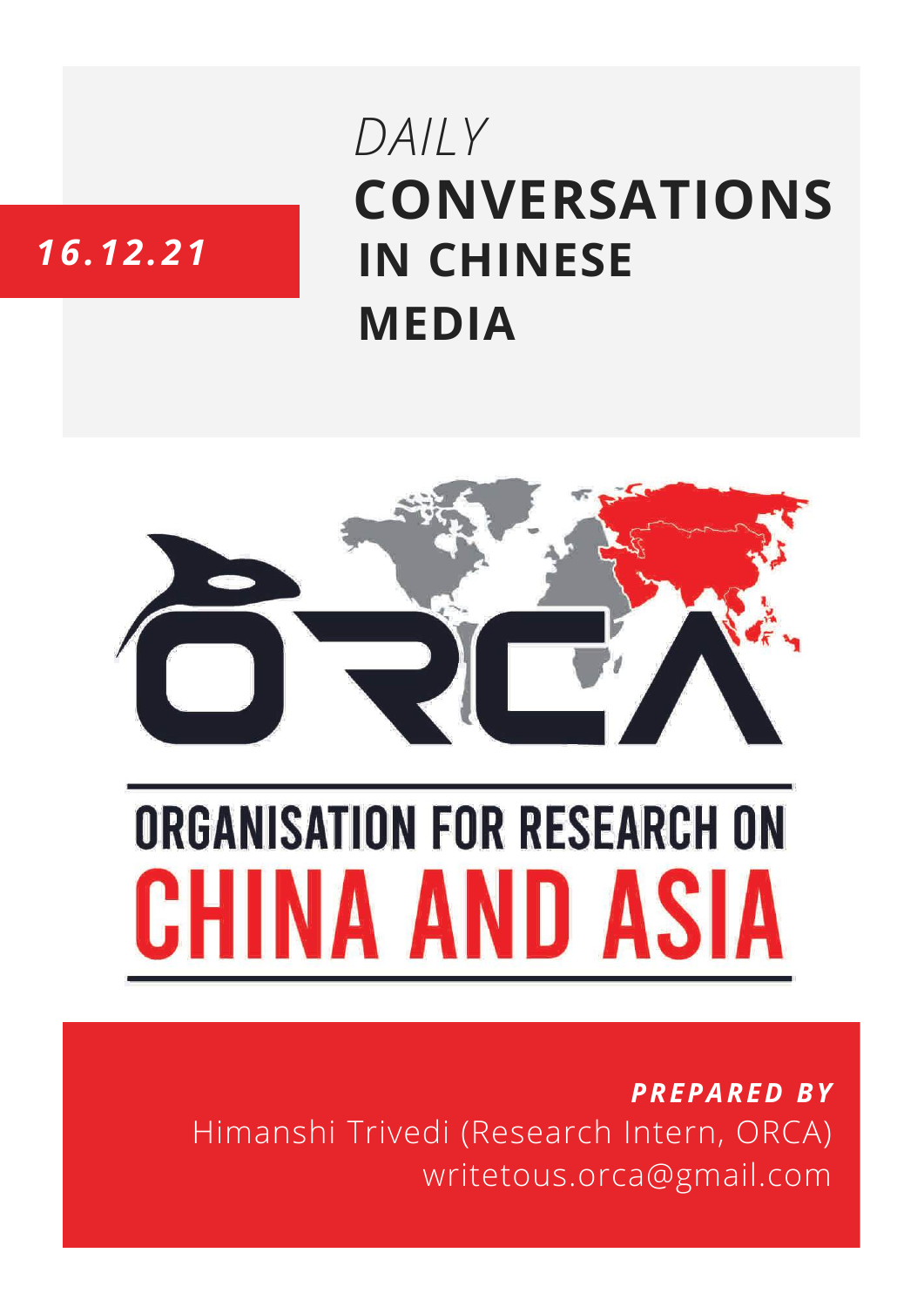16.12.21

*DAILY*

# CONVERSATIONS IN CHINESE MEDIA

ORCA

ORGANISATION FOR RESEARCH ON

CHINA AND ASIA

***PREPARED BY***

Himanshi Trivedi (Research Intern, ORCA)

writetous.orca@gmail.com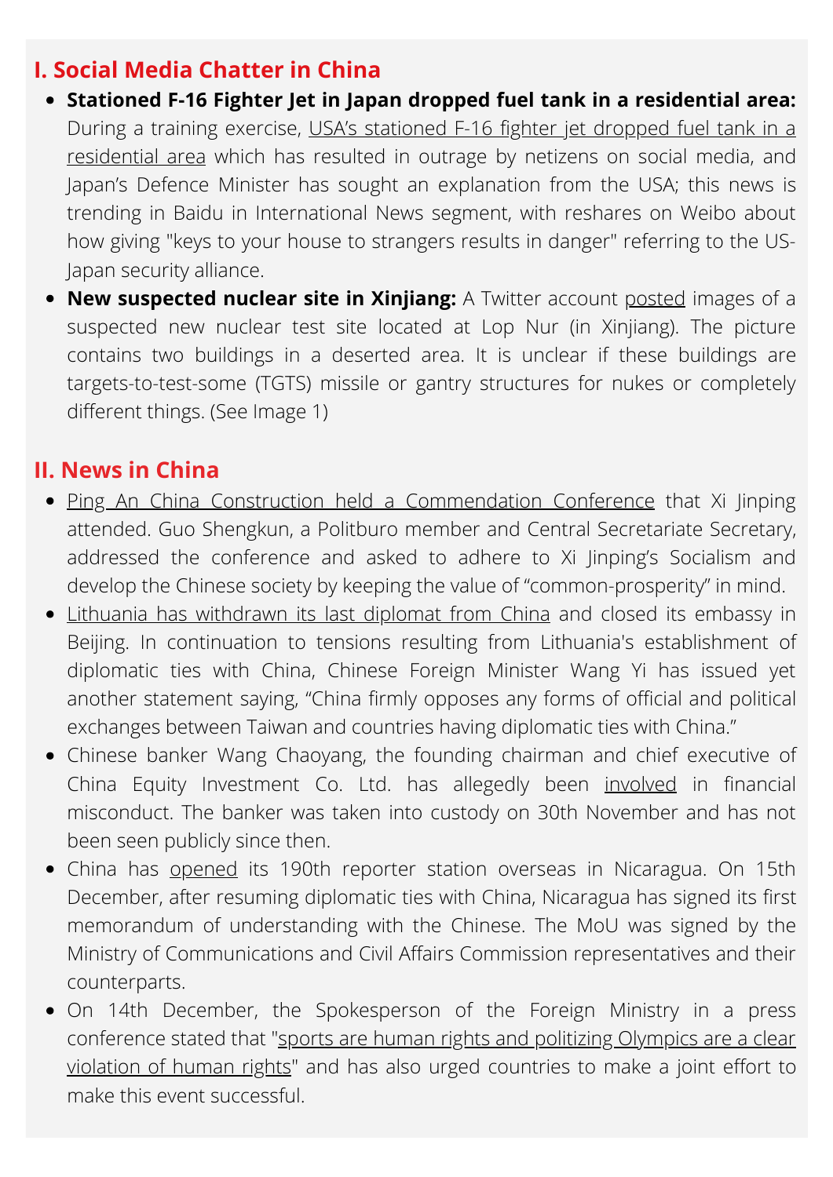## I. Social Media Chatter in China

- **Stationed F-16 Fighter Jet in Japan dropped fuel tank in a residential area:** During a training exercise, USA's stationed F-16 fighter jet dropped fuel tank in a residential area which has resulted in outrage by netizens on social media, and Japan's Defence Minister has sought an explanation from the USA; this news is trending in Baidu in International News segment, with reshares on Weibo about how giving "keys to your house to strangers results in danger" referring to the US-Japan security alliance.
- **New suspected nuclear site in Xinjiang:** A Twitter account posted images of a suspected new nuclear test site located at Lop Nur (in Xinjiang). The picture contains two buildings in a deserted area. It is unclear if these buildings are targets-to-test-some (TGTS) missile or gantry structures for nukes or completely different things. (See Image 1)

## II. News in China

- Ping An China Construction held a Commendation Conference that Xi Jinping attended. Guo Shengkun, a Politburo member and Central Secretariate Secretary, addressed the conference and asked to adhere to Xi Jinping's Socialism and develop the Chinese society by keeping the value of "common-prosperity" in mind.
- Lithuania has withdrawn its last diplomat from China and closed its embassy in Beijing. In continuation to tensions resulting from Lithuania's establishment of diplomatic ties with China, Chinese Foreign Minister Wang Yi has issued yet another statement saying, "China firmly opposes any forms of official and political exchanges between Taiwan and countries having diplomatic ties with China."
- Chinese banker Wang Chaoyang, the founding chairman and chief executive of China Equity Investment Co. Ltd. has allegedly been involved in financial misconduct. The banker was taken into custody on 30th November and has not been seen publicly since then.
- China has opened its 190th reporter station overseas in Nicaragua. On 15th December, after resuming diplomatic ties with China, Nicaragua has signed its first memorandum of understanding with the Chinese. The MoU was signed by the Ministry of Communications and Civil Affairs Commission representatives and their counterparts.
- On 14th December, the Spokesperson of the Foreign Ministry in a press conference stated that "sports are human rights and politizing Olympics are a clear violation of human rights" and has also urged countries to make a joint effort to make this event successful.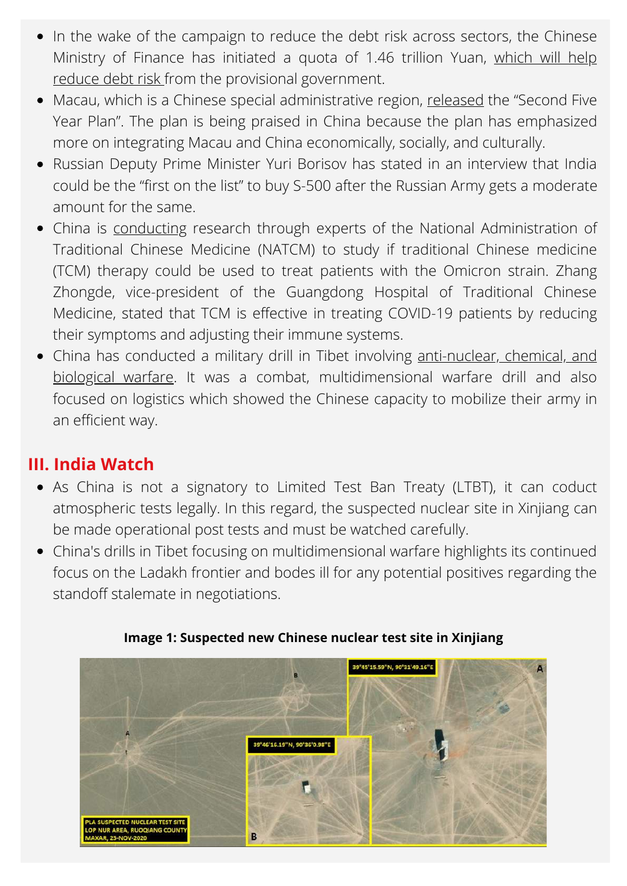- In the wake of the campaign to reduce the debt risk across sectors, the Chinese Ministry of Finance has initiated a quota of 1.46 trillion Yuan, which will help reduce debt risk from the provisional government.
- Macau, which is a Chinese special administrative region, released the "Second Five Year Plan". The plan is being praised in China because the plan has emphasized more on integrating Macau and China economically, socially, and culturally.
- Russian Deputy Prime Minister Yuri Borisov has stated in an interview that India could be the "first on the list" to buy S-500 after the Russian Army gets a moderate amount for the same.
- China is conducting research through experts of the National Administration of Traditional Chinese Medicine (NATCM) to study if traditional Chinese medicine (TCM) therapy could be used to treat patients with the Omicron strain. Zhang Zhongde, vice-president of the Guangdong Hospital of Traditional Chinese Medicine, stated that TCM is effective in treating COVID-19 patients by reducing their symptoms and adjusting their immune systems.
- China has conducted a military drill in Tibet involving anti-nuclear, chemical, and biological warfare. It was a combat, multidimensional warfare drill and also focused on logistics which showed the Chinese capacity to mobilize their army in an efficient way.

## III. India Watch

- As China is not a signatory to Limited Test Ban Treaty (LTBT), it can coduct atmospheric tests legally. In this regard, the suspected nuclear site in Xinjiang can be made operational post tests and must be watched carefully.
- China's drills in Tibet focusing on multidimensional warfare highlights its continued focus on the Ladakh frontier and bodes ill for any potential positives regarding the standoff stalemate in negotiations.

**Image 1: Suspected new Chinese nuclear test site in Xinjiang**

PLA SUSPECTED NUCLEAR TEST SITE
LOP NUR AREA, RUOQIANG COUNTY
MAXAR, 23-NOV-2020

39°45'15.59"N, 90°31'49.16"E

39°46'16.19"N, 90°35'0.98"E

A

B